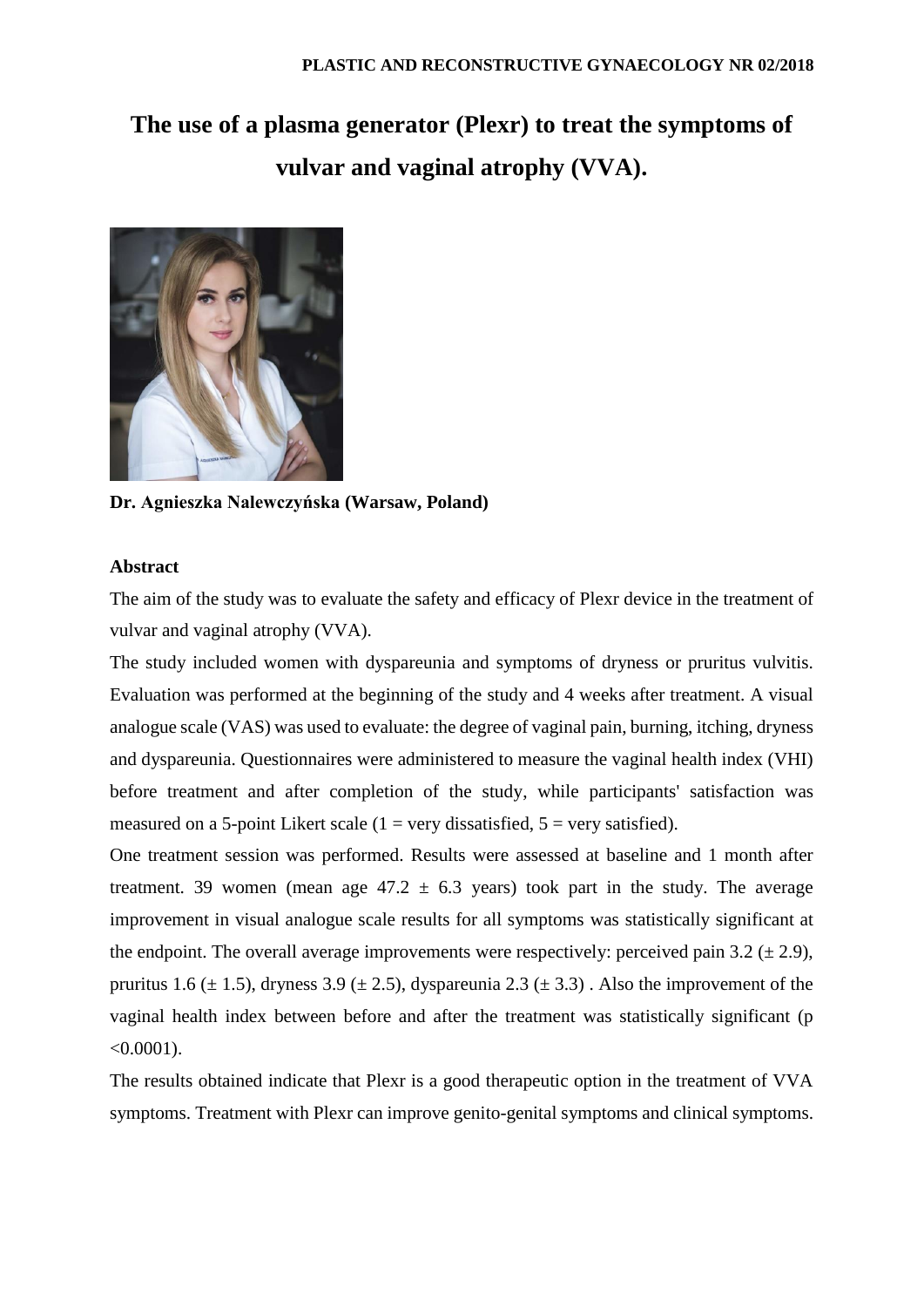# The use of a plasma generator (Plexr) to treat the symptoms of vulvar and vaginal atrophy (VVA).

**Dr. Agnieszka Nalewczyńska (Warsaw, Poland)**

**Abstract**

The aim of the study was to evaluate the safety and efficacy of Plexr device in the treatment of vulvar and vaginal atrophy (VVA).

The study included women with dyspareunia and symptoms of dryness or pruritus vulvitis. Evaluation was performed at the beginning of the study and 4 weeks after treatment. A visual analogue scale (VAS) was used to evaluate: the degree of vaginal pain, burning, itching, dryness and dyspareunia. Questionnaires were administered to measure the vaginal health index (VHI) before treatment and after completion of the study, while participants' satisfaction was measured on a 5-point Likert scale (1 = very dissatisfied, 5 = very satisfied).

One treatment session was performed. Results were assessed at baseline and 1 month after treatment. 39 women (mean age 47.2 ± 6.3 years) took part in the study. The average improvement in visual analogue scale results for all symptoms was statistically significant at the endpoint. The overall average improvements were respectively: perceived pain 3.2 (± 2.9), pruritus 1.6 (± 1.5), dryness 3.9 (± 2.5), dyspareunia 2.3 (± 3.3) . Also the improvement of the vaginal health index between before and after the treatment was statistically significant ($p < 0.0001$).

The results obtained indicate that Plexr is a good therapeutic option in the treatment of VVA symptoms. Treatment with Plexr can improve genito-genital symptoms and clinical symptoms.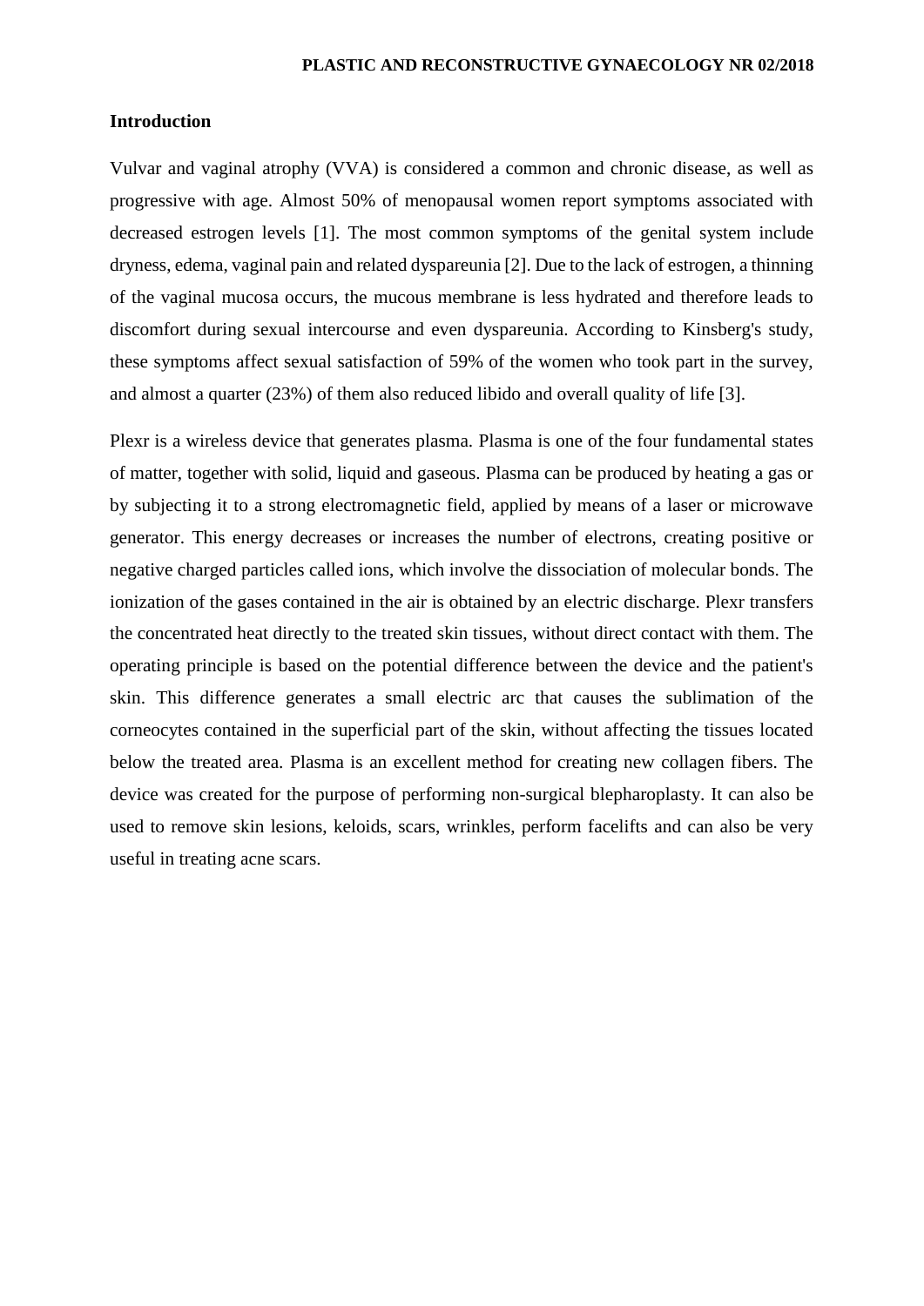## Introduction

Vulvar and vaginal atrophy (VVA) is considered a common and chronic disease, as well as progressive with age. Almost 50% of menopausal women report symptoms associated with decreased estrogen levels [1]. The most common symptoms of the genital system include dryness, edema, vaginal pain and related dyspareunia [2]. Due to the lack of estrogen, a thinning of the vaginal mucosa occurs, the mucous membrane is less hydrated and therefore leads to discomfort during sexual intercourse and even dyspareunia. According to Kinsberg's study, these symptoms affect sexual satisfaction of 59% of the women who took part in the survey, and almost a quarter (23%) of them also reduced libido and overall quality of life [3].

Plexr is a wireless device that generates plasma. Plasma is one of the four fundamental states of matter, together with solid, liquid and gaseous. Plasma can be produced by heating a gas or by subjecting it to a strong electromagnetic field, applied by means of a laser or microwave generator. This energy decreases or increases the number of electrons, creating positive or negative charged particles called ions, which involve the dissociation of molecular bonds. The ionization of the gases contained in the air is obtained by an electric discharge. Plexr transfers the concentrated heat directly to the treated skin tissues, without direct contact with them. The operating principle is based on the potential difference between the device and the patient's skin. This difference generates a small electric arc that causes the sublimation of the corneocytes contained in the superficial part of the skin, without affecting the tissues located below the treated area. Plasma is an excellent method for creating new collagen fibers. The device was created for the purpose of performing non-surgical blepharoplasty. It can also be used to remove skin lesions, keloids, scars, wrinkles, perform facelifts and can also be very useful in treating acne scars.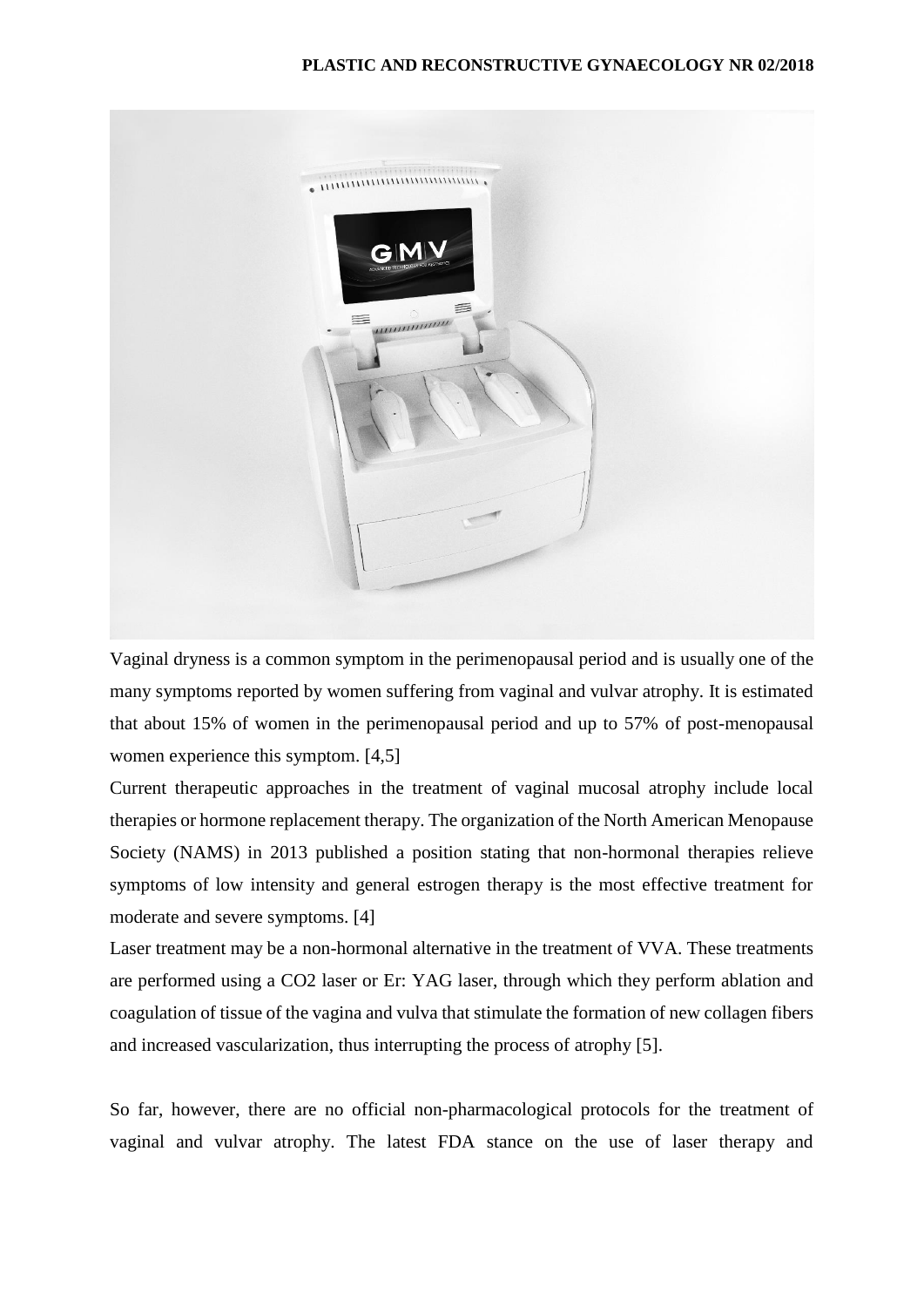Vaginal dryness is a common symptom in the perimenopausal period and is usually one of the many symptoms reported by women suffering from vaginal and vulvar atrophy. It is estimated that about 15% of women in the perimenopausal period and up to 57% of post-menopausal women experience this symptom. [4,5]

Current therapeutic approaches in the treatment of vaginal mucosal atrophy include local therapies or hormone replacement therapy. The organization of the North American Menopause Society (NAMS) in 2013 published a position stating that non-hormonal therapies relieve symptoms of low intensity and general estrogen therapy is the most effective treatment for moderate and severe symptoms. [4]

Laser treatment may be a non-hormonal alternative in the treatment of VVA. These treatments are performed using a $CO_2$ laser or Er: YAG laser, through which they perform ablation and coagulation of tissue of the vagina and vulva that stimulate the formation of new collagen fibers and increased vascularization, thus interrupting the process of atrophy [5].

So far, however, there are no official non-pharmacological protocols for the treatment of vaginal and vulvar atrophy. The latest FDA stance on the use of laser therapy and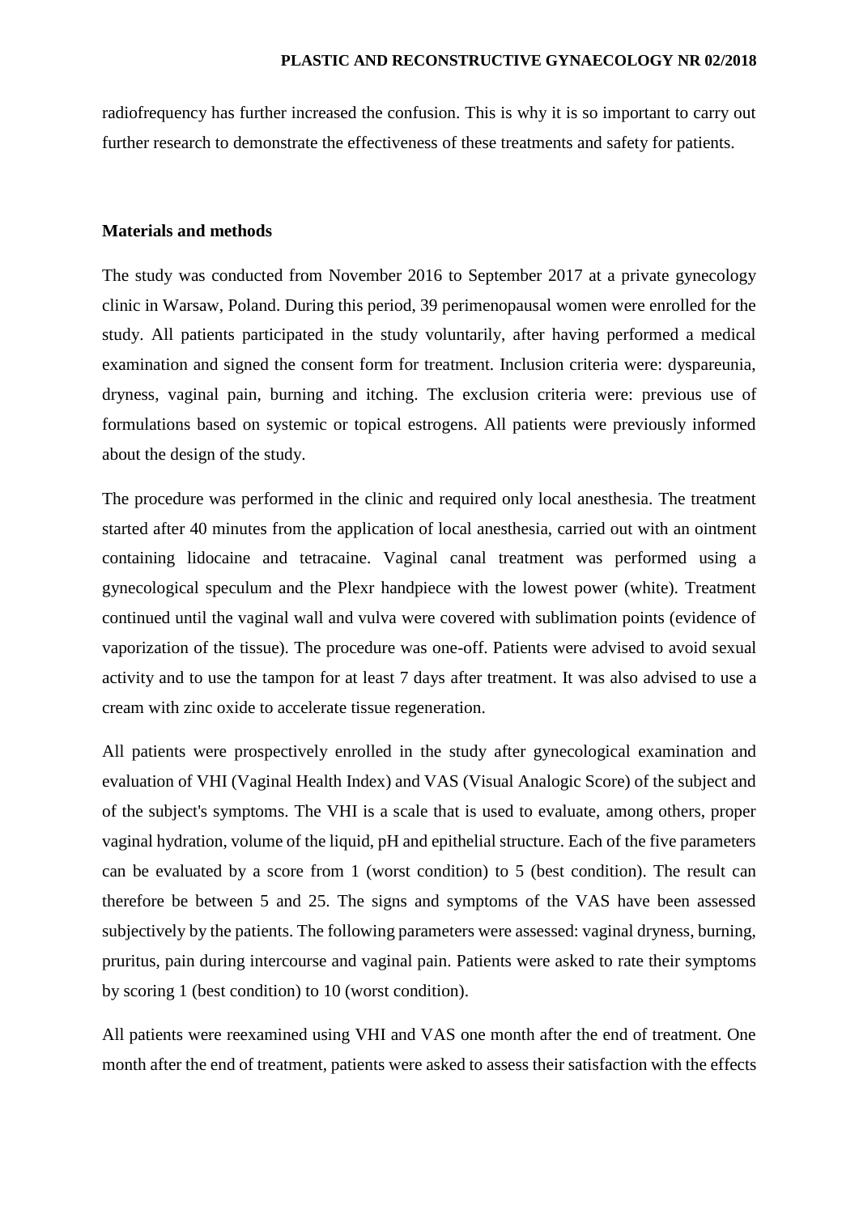radiofrequency has further increased the confusion. This is why it is so important to carry out further research to demonstrate the effectiveness of these treatments and safety for patients.

## Materials and methods

The study was conducted from November 2016 to September 2017 at a private gynecology clinic in Warsaw, Poland. During this period, 39 perimenopausal women were enrolled for the study. All patients participated in the study voluntarily, after having performed a medical examination and signed the consent form for treatment. Inclusion criteria were: dyspareunia, dryness, vaginal pain, burning and itching. The exclusion criteria were: previous use of formulations based on systemic or topical estrogens. All patients were previously informed about the design of the study.

The procedure was performed in the clinic and required only local anesthesia. The treatment started after 40 minutes from the application of local anesthesia, carried out with an ointment containing lidocaine and tetracaine. Vaginal canal treatment was performed using a gynecological speculum and the Plexr handpiece with the lowest power (white). Treatment continued until the vaginal wall and vulva were covered with sublimation points (evidence of vaporization of the tissue). The procedure was one-off. Patients were advised to avoid sexual activity and to use the tampon for at least 7 days after treatment. It was also advised to use a cream with zinc oxide to accelerate tissue regeneration.

All patients were prospectively enrolled in the study after gynecological examination and evaluation of VHI (Vaginal Health Index) and VAS (Visual Analogic Score) of the subject and of the subject's symptoms. The VHI is a scale that is used to evaluate, among others, proper vaginal hydration, volume of the liquid, pH and epithelial structure. Each of the five parameters can be evaluated by a score from 1 (worst condition) to 5 (best condition). The result can therefore be between 5 and 25. The signs and symptoms of the VAS have been assessed subjectively by the patients. The following parameters were assessed: vaginal dryness, burning, pruritus, pain during intercourse and vaginal pain. Patients were asked to rate their symptoms by scoring 1 (best condition) to 10 (worst condition).

All patients were reexamined using VHI and VAS one month after the end of treatment. One month after the end of treatment, patients were asked to assess their satisfaction with the effects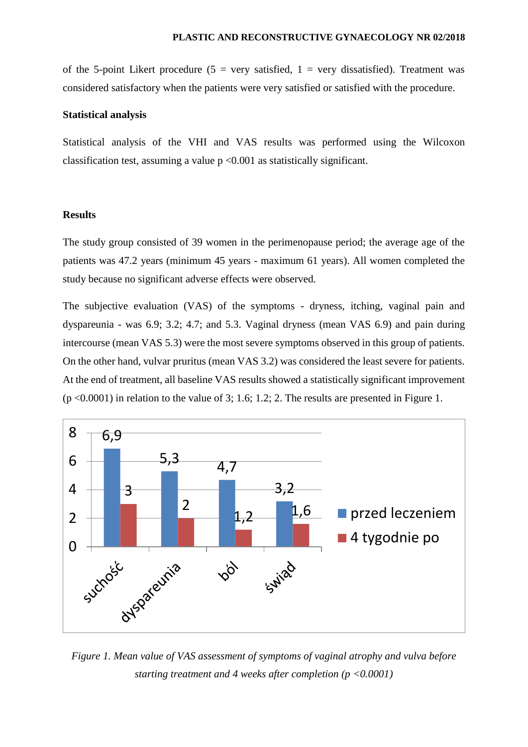of the 5-point Likert procedure (5 = very satisfied, 1 = very dissatisfied). Treatment was considered satisfactory when the patients were very satisfied or satisfied with the procedure.

**Statistical analysis**

Statistical analysis of the VHI and VAS results was performed using the Wilcoxon classification test, assuming a value $p < 0.001$ as statistically significant.

**Results**

The study group consisted of 39 women in the perimenopause period; the average age of the patients was 47.2 years (minimum 45 years - maximum 61 years). All women completed the study because no significant adverse effects were observed.

The subjective evaluation (VAS) of the symptoms - dryness, itching, vaginal pain and dyspareunia - was 6.9; 3.2; 4.7; and 5.3. Vaginal dryness (mean VAS 6.9) and pain during intercourse (mean VAS 5.3) were the most severe symptoms observed in this group of patients. On the other hand, vulvar pruritus (mean VAS 3.2) was considered the least severe for patients. At the end of treatment, all baseline VAS results showed a statistically significant improvement ($p < 0.0001$) in relation to the value of 3; 1.6; 1.2; 2. The results are presented in Figure 1.

| | przed leczeniem | 4 tygodnie po |
|---|---|---|
| suchość | 6,9 | 3 |
| dyspareunia | 5,3 | 2 |
| ból | 4,7 | 1,2 |
| świąd | 3,2 | 1,6 |

*Figure 1. Mean value of VAS assessment of symptoms of vaginal atrophy and vulva before starting treatment and 4 weeks after completion ($p < 0.0001$)*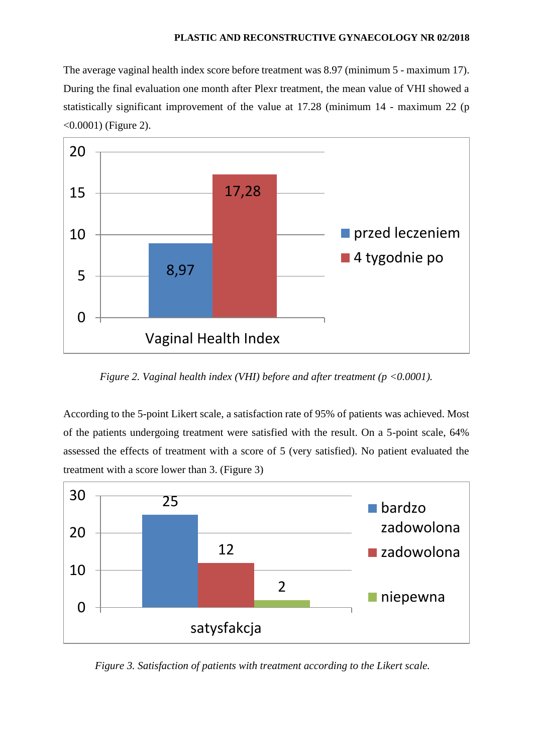The average vaginal health index score before treatment was 8.97 (minimum 5 - maximum 17). During the final evaluation one month after Plexr treatment, the mean value of VHI showed a statistically significant improvement of the value at 17.28 (minimum 14 - maximum 22 ($p < 0.0001$) (Figure 2).

*Figure 2. Vaginal health index (VHI) before and after treatment ($p < 0.0001$).*

According to the 5-point Likert scale, a satisfaction rate of 95% of patients was achieved. Most of the patients undergoing treatment were satisfied with the result. On a 5-point scale, 64% assessed the effects of treatment with a score of 5 (very satisfied). No patient evaluated the treatment with a score lower than 3. (Figure 3)

*Figure 3. Satisfaction of patients with treatment according to the Likert scale.*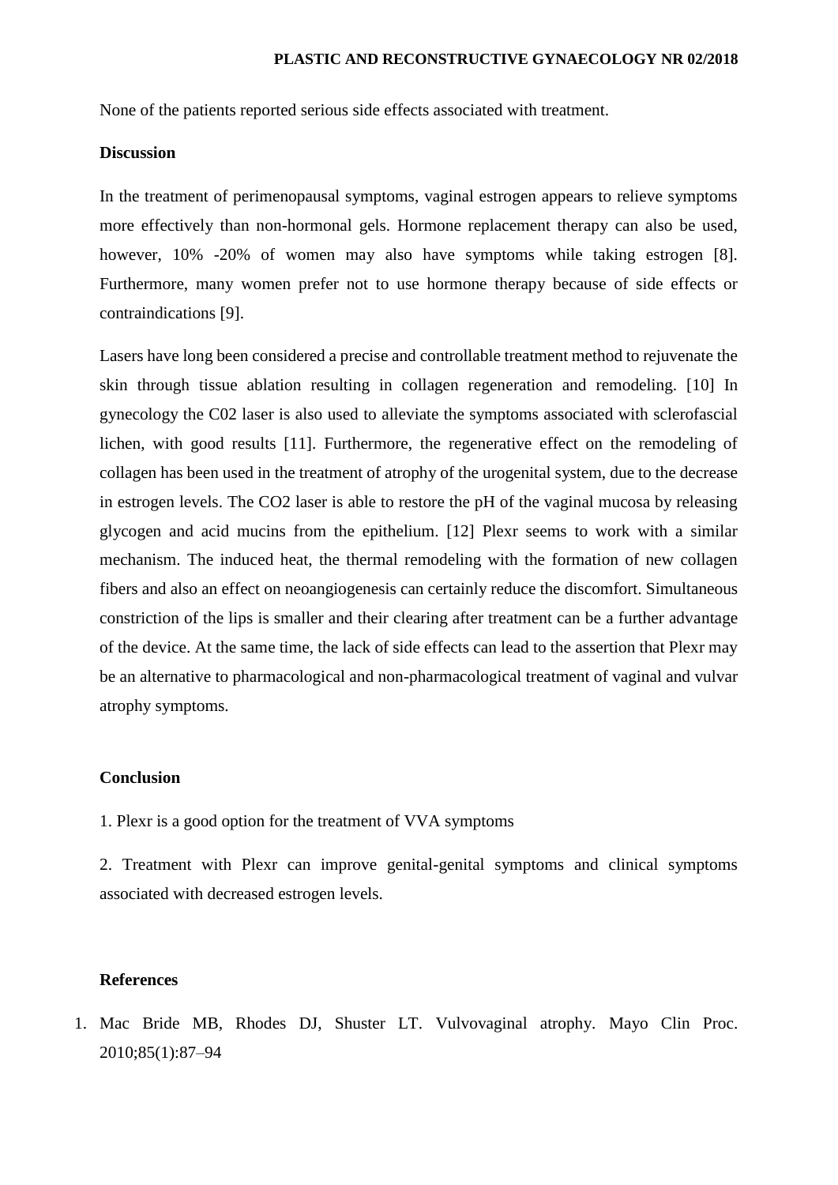None of the patients reported serious side effects associated with treatment.

## Discussion

In the treatment of perimenopausal symptoms, vaginal estrogen appears to relieve symptoms more effectively than non-hormonal gels. Hormone replacement therapy can also be used, however, 10% -20% of women may also have symptoms while taking estrogen [8]. Furthermore, many women prefer not to use hormone therapy because of side effects or contraindications [9].

Lasers have long been considered a precise and controllable treatment method to rejuvenate the skin through tissue ablation resulting in collagen regeneration and remodeling. [10] In gynecology the C02 laser is also used to alleviate the symptoms associated with sclerofascial lichen, with good results [11]. Furthermore, the regenerative effect on the remodeling of collagen has been used in the treatment of atrophy of the urogenital system, due to the decrease in estrogen levels. The $CO_2$ laser is able to restore the pH of the vaginal mucosa by releasing glycogen and acid mucins from the epithelium. [12] Plexr seems to work with a similar mechanism. The induced heat, the thermal remodeling with the formation of new collagen fibers and also an effect on neoangiogenesis can certainly reduce the discomfort. Simultaneous constriction of the lips is smaller and their clearing after treatment can be a further advantage of the device. At the same time, the lack of side effects can lead to the assertion that Plexr may be an alternative to pharmacological and non-pharmacological treatment of vaginal and vulvar atrophy symptoms.

## Conclusion

1. Plexr is a good option for the treatment of VVA symptoms

2. Treatment with Plexr can improve genital-genital symptoms and clinical symptoms associated with decreased estrogen levels.

## References

1. Mac Bride MB, Rhodes DJ, Shuster LT. Vulvovaginal atrophy. Mayo Clin Proc. 2010;85(1):87–94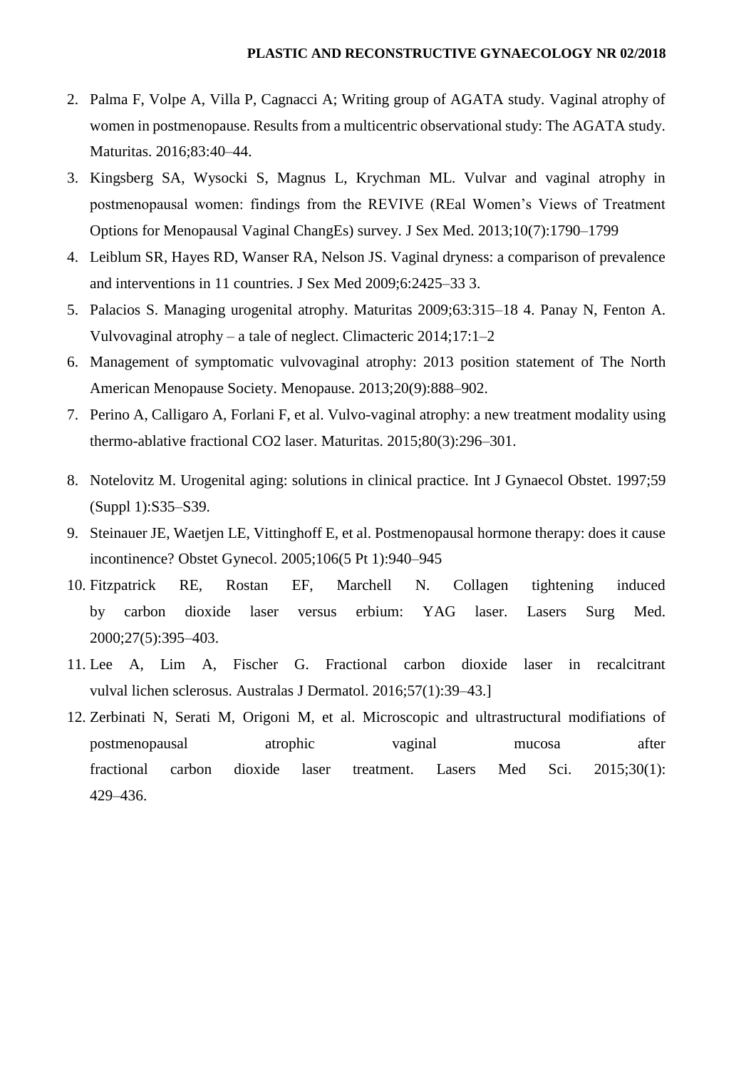2. Palma F, Volpe A, Villa P, Cagnacci A; Writing group of AGATA study. Vaginal atrophy of women in postmenopause. Results from a multicentric observational study: The AGATA study. Maturitas. 2016;83:40–44.
3. Kingsberg SA, Wysocki S, Magnus L, Krychman ML. Vulvar and vaginal atrophy in postmenopausal women: findings from the REVIVE (REal Women's Views of Treatment Options for Menopausal Vaginal ChangEs) survey. J Sex Med. 2013;10(7):1790–1799
4. Leiblum SR, Hayes RD, Wanser RA, Nelson JS. Vaginal dryness: a comparison of prevalence and interventions in 11 countries. J Sex Med 2009;6:2425–33 3.
5. Palacios S. Managing urogenital atrophy. Maturitas 2009;63:315–18 4. Panay N, Fenton A. Vulvovaginal atrophy – a tale of neglect. Climacteric 2014;17:1–2
6. Management of symptomatic vulvovaginal atrophy: 2013 position statement of The North American Menopause Society. Menopause. 2013;20(9):888–902.
7. Perino A, Calligaro A, Forlani F, et al. Vulvo-vaginal atrophy: a new treatment modality using thermo-ablative fractional CO2 laser. Maturitas. 2015;80(3):296–301.
8. Notelovitz M. Urogenital aging: solutions in clinical practice. Int J Gynaecol Obstet. 1997;59 (Suppl 1):S35–S39.
9. Steinauer JE, Waetjen LE, Vittinghoff E, et al. Postmenopausal hormone therapy: does it cause incontinence? Obstet Gynecol. 2005;106(5 Pt 1):940–945
10. Fitzpatrick RE, Rostan EF, Marchell N. Collagen tightening induced by carbon dioxide laser versus erbium: YAG laser. Lasers Surg Med. 2000;27(5):395–403.
11. Lee A, Lim A, Fischer G. Fractional carbon dioxide laser in recalcitrant vulval lichen sclerosus. Australas J Dermatol. 2016;57(1):39–43.]
12. Zerbinati N, Serati M, Origoni M, et al. Microscopic and ultrastructural modifiations of postmenopausal atrophic vaginal mucosa after fractional carbon dioxide laser treatment. Lasers Med Sci. 2015;30(1): 429–436.